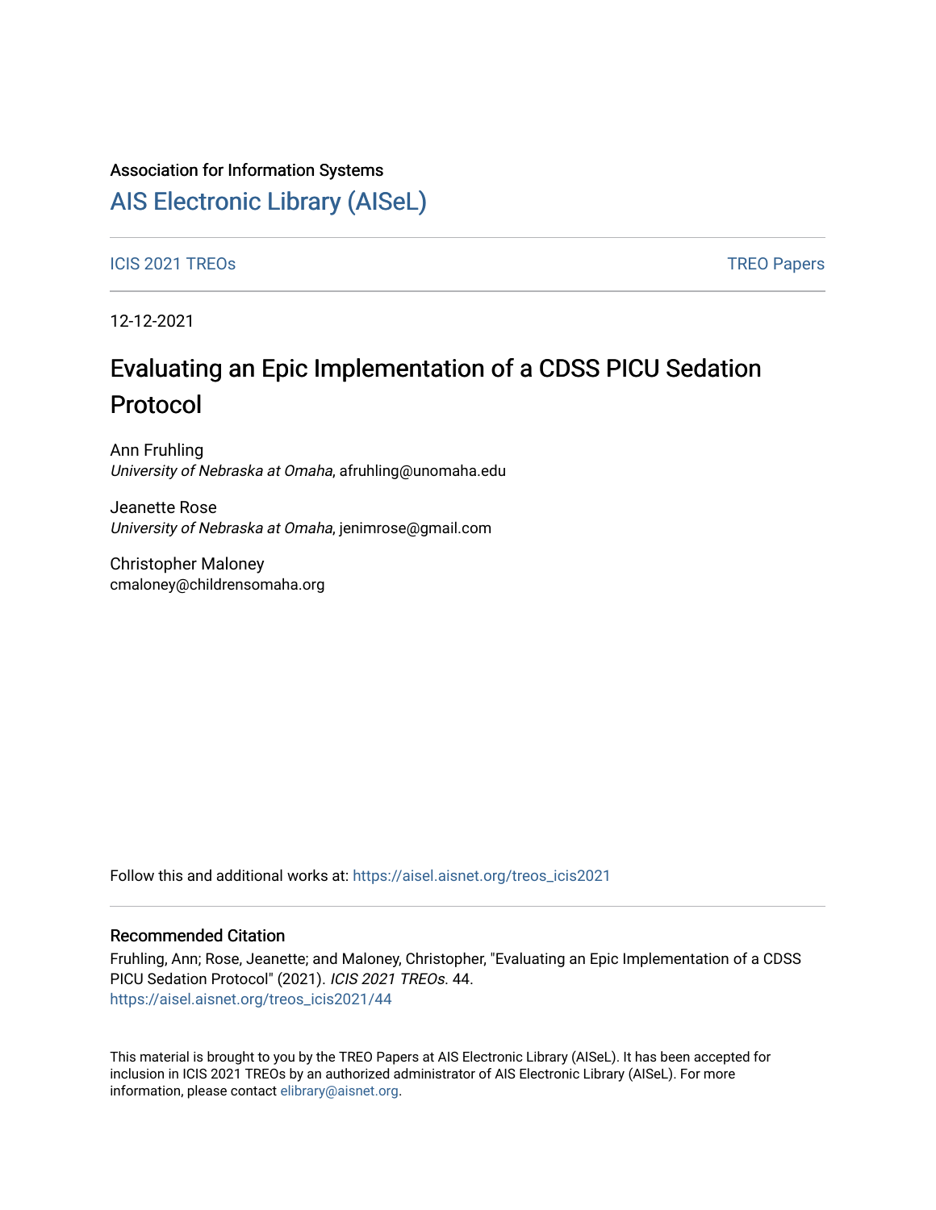Association for Information Systems

# AIS Electronic Library (AISeL)

ICIS 2021 TREOs

TREO Papers

12-12-2021

# Evaluating an Epic Implementation of a CDSS PICU Sedation Protocol

Ann Fruhling
*University of Nebraska at Omaha*, afruhling@unomaha.edu

Jeanette Rose
*University of Nebraska at Omaha*, jenimrose@gmail.com

Christopher Maloney
cmaloney@childrensomaha.org

Follow this and additional works at: https://aisel.aisnet.org/treos_icis2021

## Recommended Citation

Fruhling, Ann; Rose, Jeanette; and Maloney, Christopher, "Evaluating an Epic Implementation of a CDSS PICU Sedation Protocol" (2021). *ICIS 2021 TREOs*. 44.
https://aisel.aisnet.org/treos_icis2021/44

This material is brought to you by the TREO Papers at AIS Electronic Library (AISeL). It has been accepted for inclusion in ICIS 2021 TREOs by an authorized administrator of AIS Electronic Library (AISeL). For more information, please contact elibrary@aisnet.org.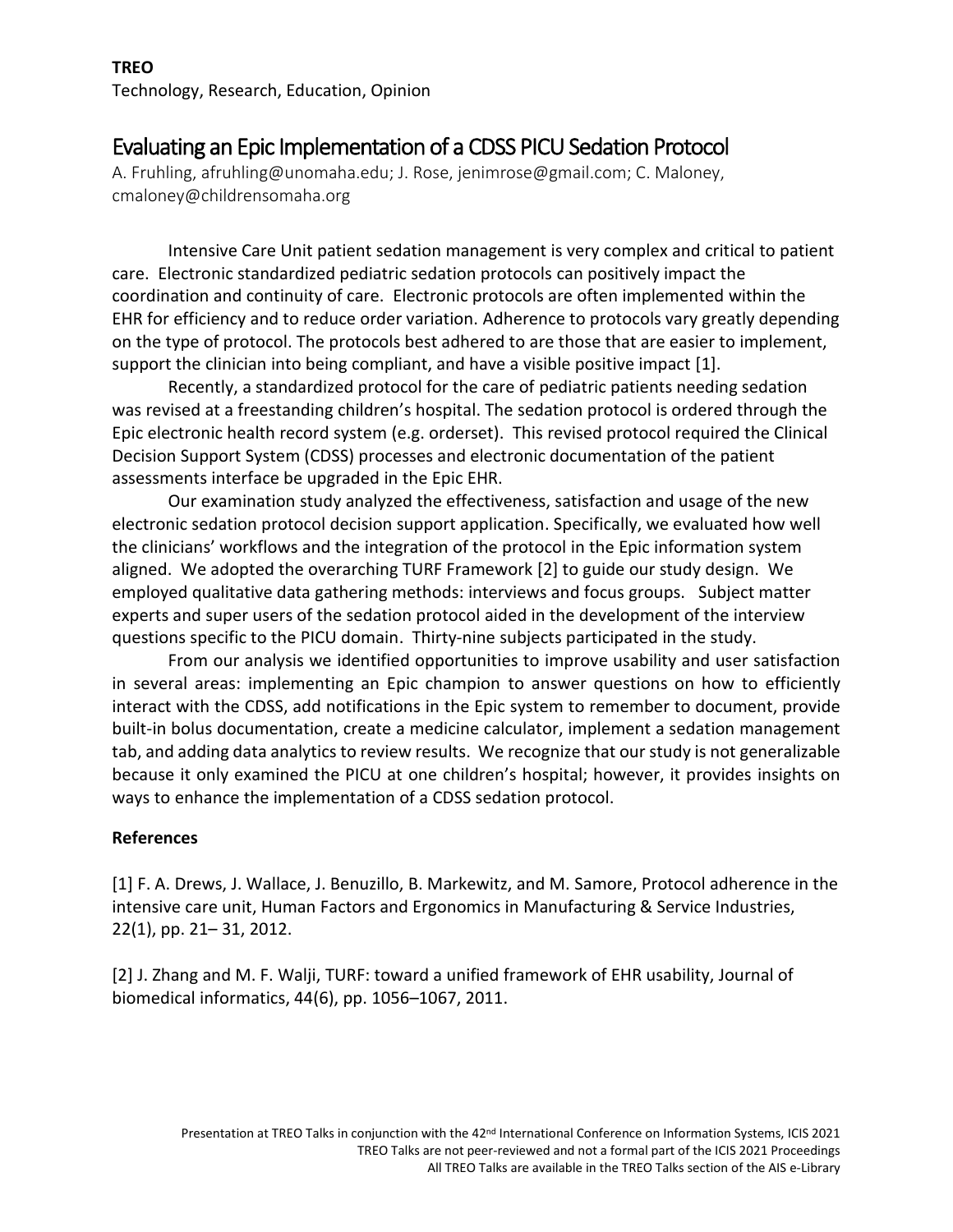**TREO**

Technology, Research, Education, Opinion

# Evaluating an Epic Implementation of a CDSS PICU Sedation Protocol

A. Fruhling, afruhling@unomaha.edu; J. Rose, jenimrose@gmail.com; C. Maloney, cmaloney@childrensomaha.org

Intensive Care Unit patient sedation management is very complex and critical to patient care. Electronic standardized pediatric sedation protocols can positively impact the coordination and continuity of care. Electronic protocols are often implemented within the EHR for efficiency and to reduce order variation. Adherence to protocols vary greatly depending on the type of protocol. The protocols best adhered to are those that are easier to implement, support the clinician into being compliant, and have a visible positive impact [1].

Recently, a standardized protocol for the care of pediatric patients needing sedation was revised at a freestanding children's hospital. The sedation protocol is ordered through the Epic electronic health record system (e.g. orderset). This revised protocol required the Clinical Decision Support System (CDSS) processes and electronic documentation of the patient assessments interface be upgraded in the Epic EHR.

Our examination study analyzed the effectiveness, satisfaction and usage of the new electronic sedation protocol decision support application. Specifically, we evaluated how well the clinicians' workflows and the integration of the protocol in the Epic information system aligned. We adopted the overarching TURF Framework [2] to guide our study design. We employed qualitative data gathering methods: interviews and focus groups. Subject matter experts and super users of the sedation protocol aided in the development of the interview questions specific to the PICU domain. Thirty-nine subjects participated in the study.

From our analysis we identified opportunities to improve usability and user satisfaction in several areas: implementing an Epic champion to answer questions on how to efficiently interact with the CDSS, add notifications in the Epic system to remember to document, provide built-in bolus documentation, create a medicine calculator, implement a sedation management tab, and adding data analytics to review results. We recognize that our study is not generalizable because it only examined the PICU at one children's hospital; however, it provides insights on ways to enhance the implementation of a CDSS sedation protocol.

**References**

[1] F. A. Drews, J. Wallace, J. Benuzillo, B. Markewitz, and M. Samore, Protocol adherence in the intensive care unit, Human Factors and Ergonomics in Manufacturing & Service Industries, 22(1), pp. 21– 31, 2012.

[2] J. Zhang and M. F. Walji, TURF: toward a unified framework of EHR usability, Journal of biomedical informatics, 44(6), pp. 1056–1067, 2011.

Presentation at TREO Talks in conjunction with the 42nd International Conference on Information Systems, ICIS 2021
TREO Talks are not peer-reviewed and not a formal part of the ICIS 2021 Proceedings
All TREO Talks are available in the TREO Talks section of the AIS e-Library